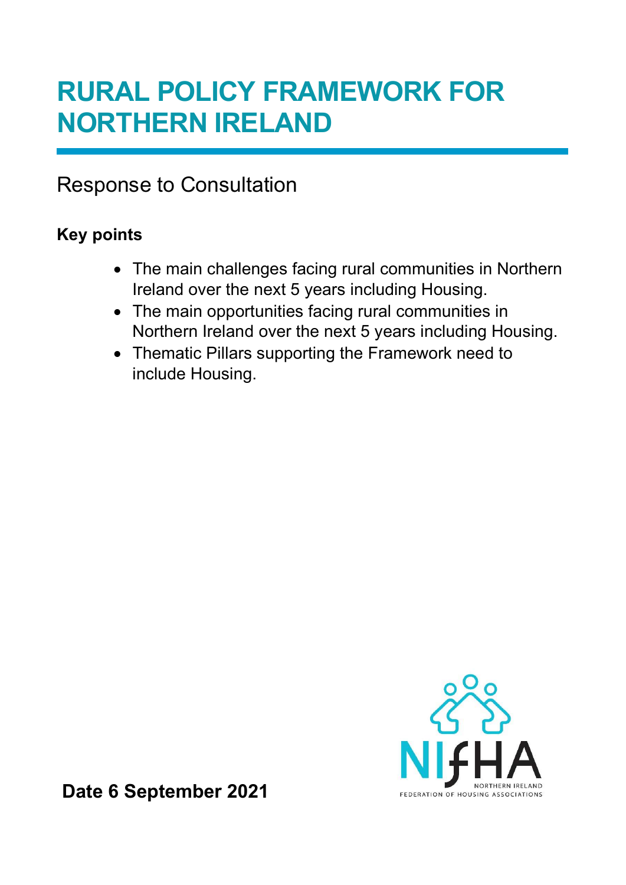# RURAL POLICY FRAMEWORK FOR NORTHERN IRELAND

## Response to Consultation

**Key points**

- The main challenges facing rural communities in Northern Ireland over the next 5 years including Housing.
- The main opportunities facing rural communities in Northern Ireland over the next 5 years including Housing.
- Thematic Pillars supporting the Framework need to include Housing.

NIFHA
NORTHERN IRELAND FEDERATION OF HOUSING ASSOCIATIONS

**Date 6 September 2021**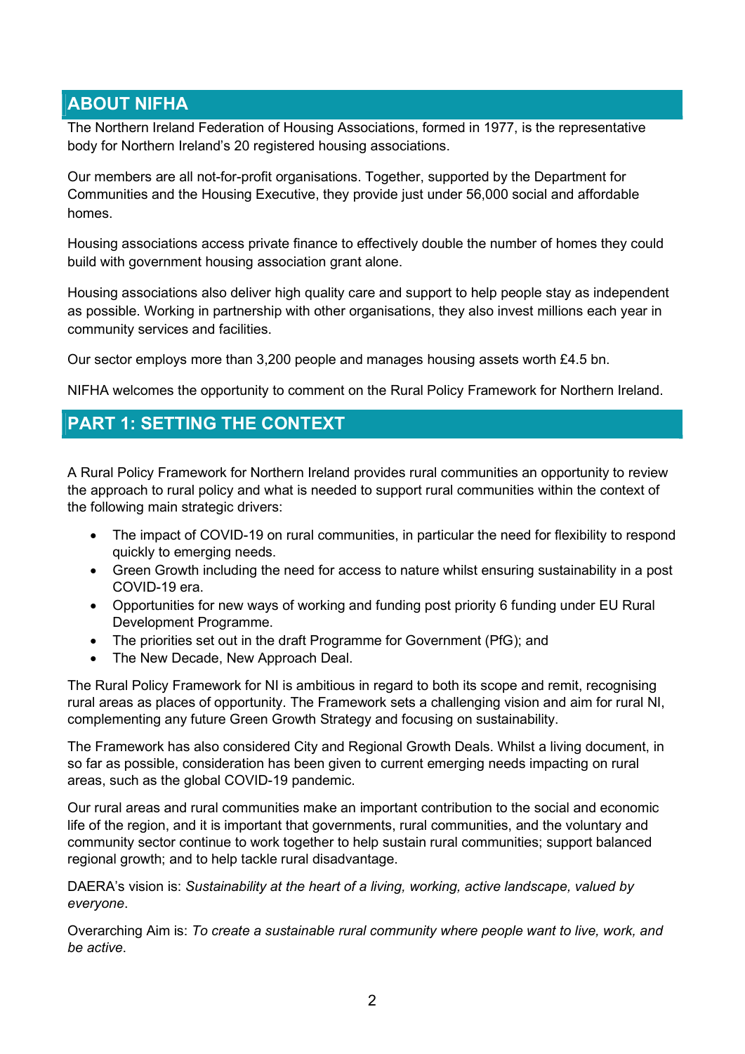## ABOUT NIFHA

The Northern Ireland Federation of Housing Associations, formed in 1977, is the representative body for Northern Ireland's 20 registered housing associations.

Our members are all not-for-profit organisations. Together, supported by the Department for Communities and the Housing Executive, they provide just under 56,000 social and affordable homes.

Housing associations access private finance to effectively double the number of homes they could build with government housing association grant alone.

Housing associations also deliver high quality care and support to help people stay as independent as possible. Working in partnership with other organisations, they also invest millions each year in community services and facilities.

Our sector employs more than 3,200 people and manages housing assets worth £4.5 bn.

NIFHA welcomes the opportunity to comment on the Rural Policy Framework for Northern Ireland.

## PART 1: SETTING THE CONTEXT

A Rural Policy Framework for Northern Ireland provides rural communities an opportunity to review the approach to rural policy and what is needed to support rural communities within the context of the following main strategic drivers:

- The impact of COVID-19 on rural communities, in particular the need for flexibility to respond quickly to emerging needs.
- Green Growth including the need for access to nature whilst ensuring sustainability in a post COVID-19 era.
- Opportunities for new ways of working and funding post priority 6 funding under EU Rural Development Programme.
- The priorities set out in the draft Programme for Government (PfG); and
- The New Decade, New Approach Deal.

The Rural Policy Framework for NI is ambitious in regard to both its scope and remit, recognising rural areas as places of opportunity. The Framework sets a challenging vision and aim for rural NI, complementing any future Green Growth Strategy and focusing on sustainability.

The Framework has also considered City and Regional Growth Deals. Whilst a living document, in so far as possible, consideration has been given to current emerging needs impacting on rural areas, such as the global COVID-19 pandemic.

Our rural areas and rural communities make an important contribution to the social and economic life of the region, and it is important that governments, rural communities, and the voluntary and community sector continue to work together to help sustain rural communities; support balanced regional growth; and to help tackle rural disadvantage.

DAERA's vision is: *Sustainability at the heart of a living, working, active landscape, valued by everyone*.

Overarching Aim is: *To create a sustainable rural community where people want to live, work, and be active*.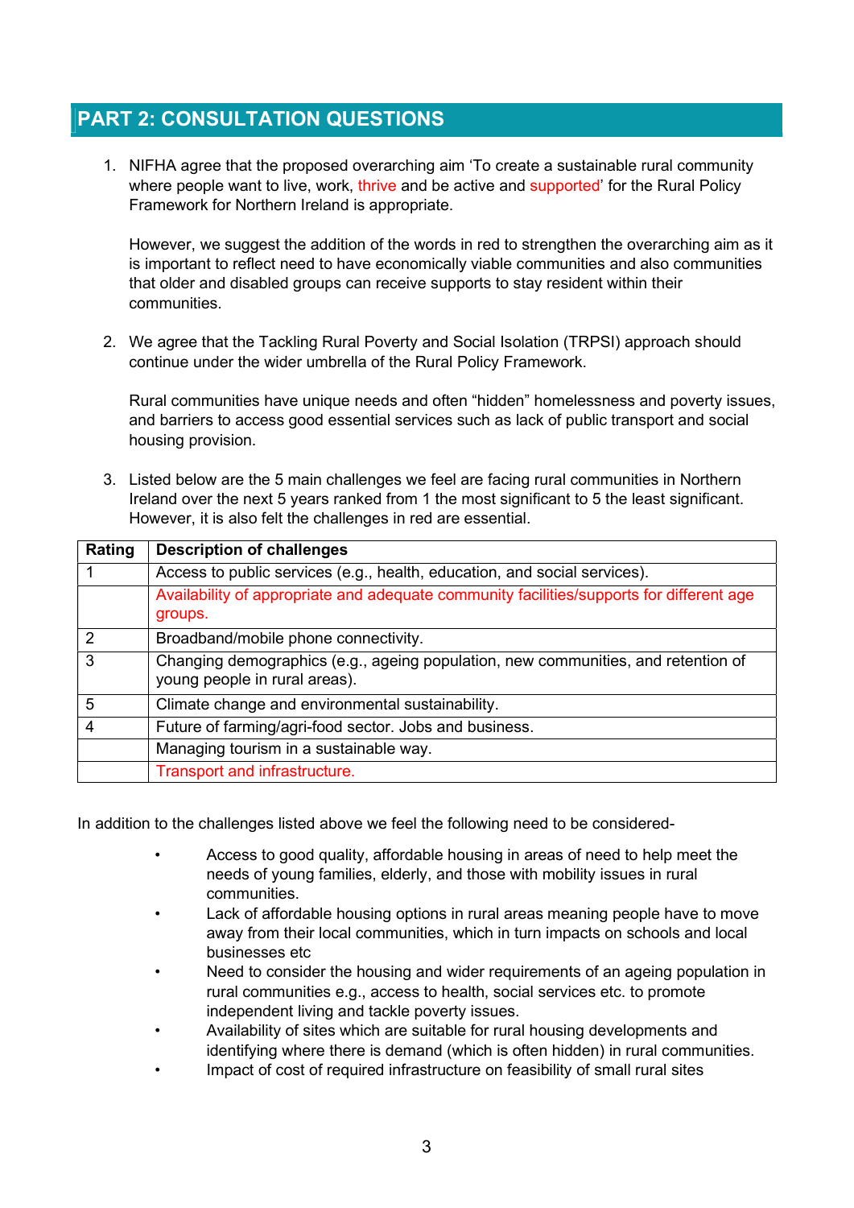## PART 2: CONSULTATION QUESTIONS

1. NIFHA agree that the proposed overarching aim 'To create a sustainable rural community where people want to live, work, thrive and be active and supported' for the Rural Policy Framework for Northern Ireland is appropriate.

   However, we suggest the addition of the words in red to strengthen the overarching aim as it is important to reflect need to have economically viable communities and also communities that older and disabled groups can receive supports to stay resident within their communities.

2. We agree that the Tackling Rural Poverty and Social Isolation (TRPSI) approach should continue under the wider umbrella of the Rural Policy Framework.

   Rural communities have unique needs and often "hidden" homelessness and poverty issues, and barriers to access good essential services such as lack of public transport and social housing provision.

3. Listed below are the 5 main challenges we feel are facing rural communities in Northern Ireland over the next 5 years ranked from 1 the most significant to 5 the least significant. However, it is also felt the challenges in red are essential.

| Rating | Description of challenges |
|---|---|
| 1 | Access to public services (e.g., health, education, and social services). |
| | Availability of appropriate and adequate community facilities/supports for different age groups. |
| 2 | Broadband/mobile phone connectivity. |
| 3 | Changing demographics (e.g., ageing population, new communities, and retention of young people in rural areas). |
| 5 | Climate change and environmental sustainability. |
| 4 | Future of farming/agri-food sector. Jobs and business. |
| | Managing tourism in a sustainable way. |
| | Transport and infrastructure. |

In addition to the challenges listed above we feel the following need to be considered-

- Access to good quality, affordable housing in areas of need to help meet the needs of young families, elderly, and those with mobility issues in rural communities.
- Lack of affordable housing options in rural areas meaning people have to move away from their local communities, which in turn impacts on schools and local businesses etc
- Need to consider the housing and wider requirements of an ageing population in rural communities e.g., access to health, social services etc. to promote independent living and tackle poverty issues.
- Availability of sites which are suitable for rural housing developments and identifying where there is demand (which is often hidden) in rural communities.
- Impact of cost of required infrastructure on feasibility of small rural sites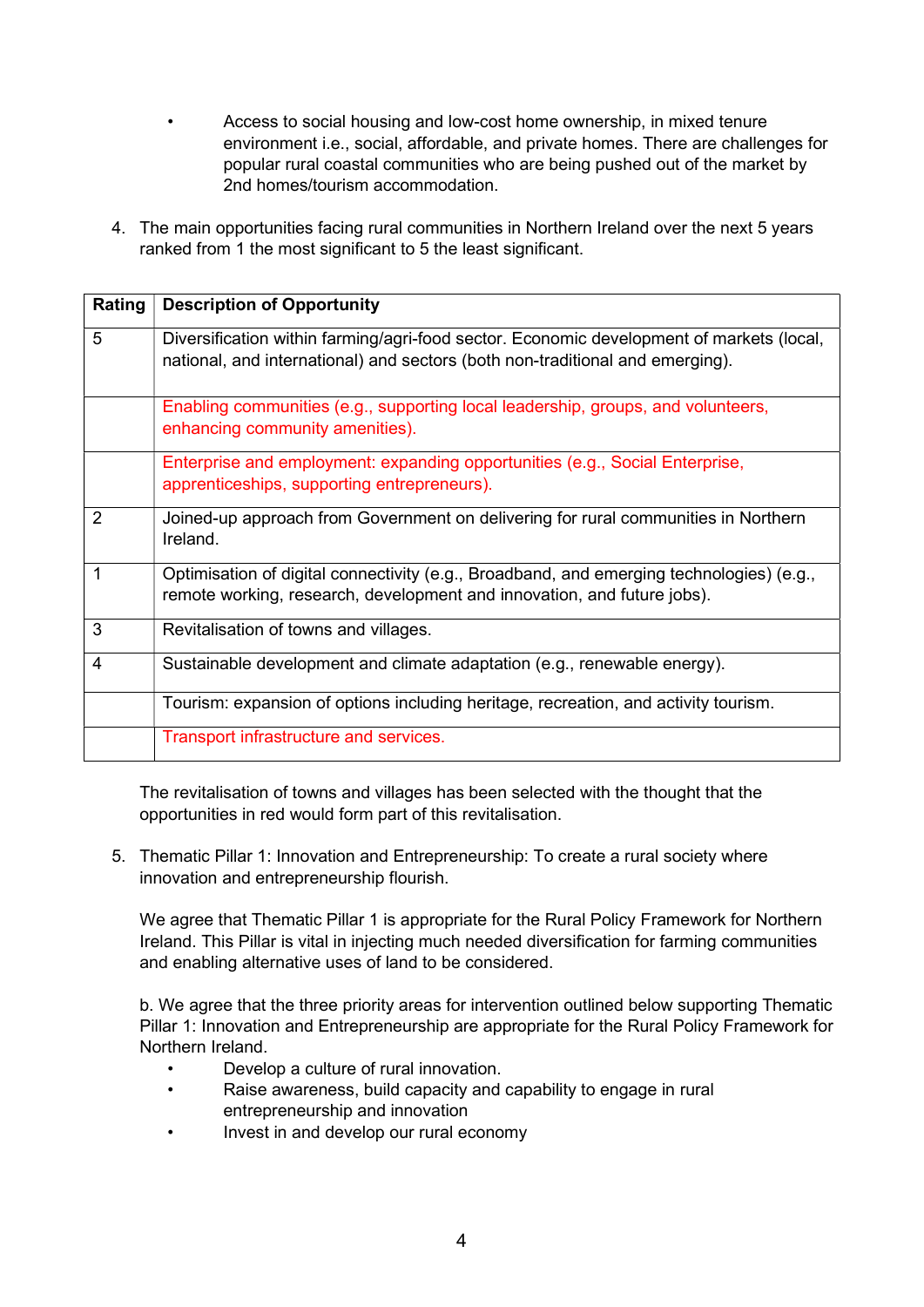- Access to social housing and low-cost home ownership, in mixed tenure environment i.e., social, affordable, and private homes. There are challenges for popular rural coastal communities who are being pushed out of the market by 2nd homes/tourism accommodation.

4. The main opportunities facing rural communities in Northern Ireland over the next 5 years ranked from 1 the most significant to 5 the least significant.

| Rating | Description of Opportunity |
|---|---|
| 5 | Diversification within farming/agri-food sector. Economic development of markets (local, national, and international) and sectors (both non-traditional and emerging). |
| | Enabling communities (e.g., supporting local leadership, groups, and volunteers, enhancing community amenities). |
| | Enterprise and employment: expanding opportunities (e.g., Social Enterprise, apprenticeships, supporting entrepreneurs). |
| 2 | Joined-up approach from Government on delivering for rural communities in Northern Ireland. |
| 1 | Optimisation of digital connectivity (e.g., Broadband, and emerging technologies) (e.g., remote working, research, development and innovation, and future jobs). |
| 3 | Revitalisation of towns and villages. |
| 4 | Sustainable development and climate adaptation (e.g., renewable energy). |
| | Tourism: expansion of options including heritage, recreation, and activity tourism. |
| | Transport infrastructure and services. |

The revitalisation of towns and villages has been selected with the thought that the opportunities in red would form part of this revitalisation.

5. Thematic Pillar 1: Innovation and Entrepreneurship: To create a rural society where innovation and entrepreneurship flourish.

   We agree that Thematic Pillar 1 is appropriate for the Rural Policy Framework for Northern Ireland. This Pillar is vital in injecting much needed diversification for farming communities and enabling alternative uses of land to be considered.

   b. We agree that the three priority areas for intervention outlined below supporting Thematic Pillar 1: Innovation and Entrepreneurship are appropriate for the Rural Policy Framework for Northern Ireland.

   - Develop a culture of rural innovation.
   - Raise awareness, build capacity and capability to engage in rural entrepreneurship and innovation
   - Invest in and develop our rural economy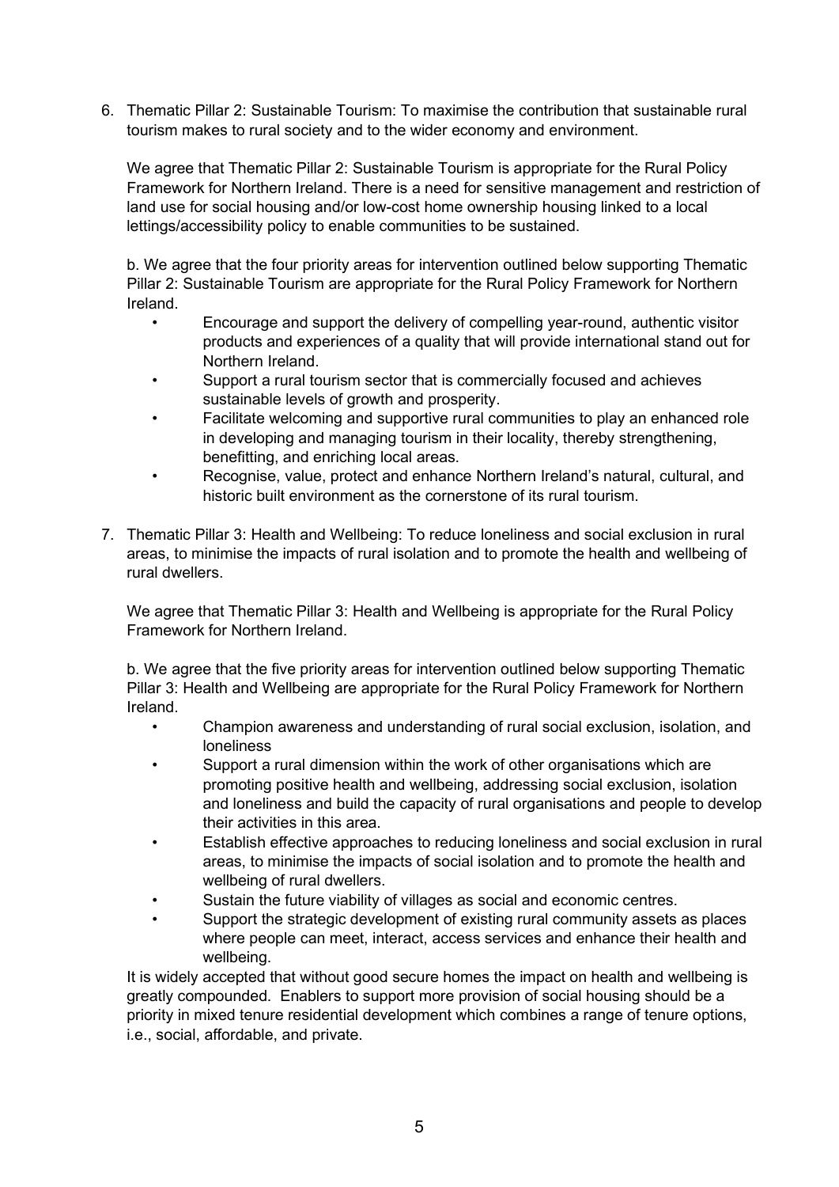6. Thematic Pillar 2: Sustainable Tourism: To maximise the contribution that sustainable rural tourism makes to rural society and to the wider economy and environment.

   We agree that Thematic Pillar 2: Sustainable Tourism is appropriate for the Rural Policy Framework for Northern Ireland. There is a need for sensitive management and restriction of land use for social housing and/or low-cost home ownership housing linked to a local lettings/accessibility policy to enable communities to be sustained.

   b. We agree that the four priority areas for intervention outlined below supporting Thematic Pillar 2: Sustainable Tourism are appropriate for the Rural Policy Framework for Northern Ireland.

   - Encourage and support the delivery of compelling year-round, authentic visitor products and experiences of a quality that will provide international stand out for Northern Ireland.
   - Support a rural tourism sector that is commercially focused and achieves sustainable levels of growth and prosperity.
   - Facilitate welcoming and supportive rural communities to play an enhanced role in developing and managing tourism in their locality, thereby strengthening, benefitting, and enriching local areas.
   - Recognise, value, protect and enhance Northern Ireland's natural, cultural, and historic built environment as the cornerstone of its rural tourism.

7. Thematic Pillar 3: Health and Wellbeing: To reduce loneliness and social exclusion in rural areas, to minimise the impacts of rural isolation and to promote the health and wellbeing of rural dwellers.

   We agree that Thematic Pillar 3: Health and Wellbeing is appropriate for the Rural Policy Framework for Northern Ireland.

   b. We agree that the five priority areas for intervention outlined below supporting Thematic Pillar 3: Health and Wellbeing are appropriate for the Rural Policy Framework for Northern Ireland.

   - Champion awareness and understanding of rural social exclusion, isolation, and loneliness
   - Support a rural dimension within the work of other organisations which are promoting positive health and wellbeing, addressing social exclusion, isolation and loneliness and build the capacity of rural organisations and people to develop their activities in this area.
   - Establish effective approaches to reducing loneliness and social exclusion in rural areas, to minimise the impacts of social isolation and to promote the health and wellbeing of rural dwellers.
   - Sustain the future viability of villages as social and economic centres.
   - Support the strategic development of existing rural community assets as places where people can meet, interact, access services and enhance their health and wellbeing.

   It is widely accepted that without good secure homes the impact on health and wellbeing is greatly compounded. Enablers to support more provision of social housing should be a priority in mixed tenure residential development which combines a range of tenure options, i.e., social, affordable, and private.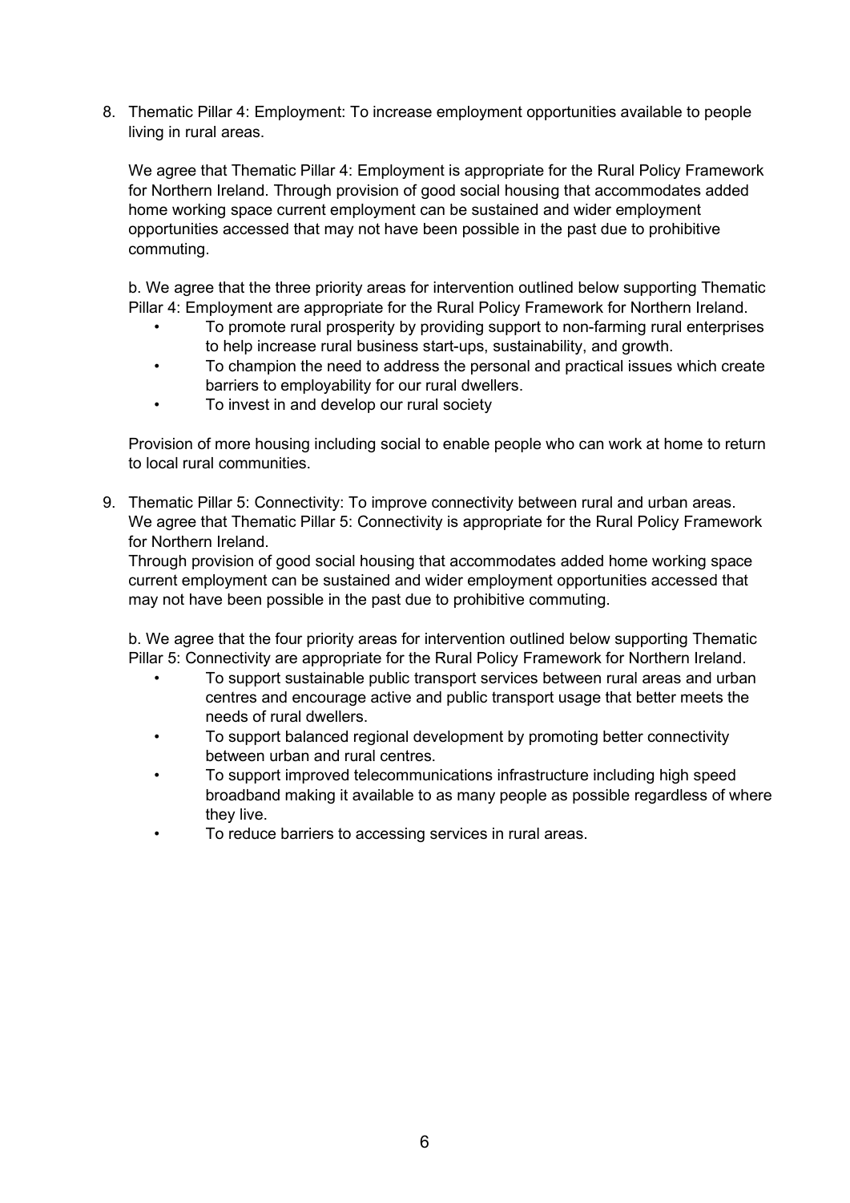8. Thematic Pillar 4: Employment: To increase employment opportunities available to people living in rural areas.

   We agree that Thematic Pillar 4: Employment is appropriate for the Rural Policy Framework for Northern Ireland. Through provision of good social housing that accommodates added home working space current employment can be sustained and wider employment opportunities accessed that may not have been possible in the past due to prohibitive commuting.

   b. We agree that the three priority areas for intervention outlined below supporting Thematic Pillar 4: Employment are appropriate for the Rural Policy Framework for Northern Ireland.

   - To promote rural prosperity by providing support to non-farming rural enterprises to help increase rural business start-ups, sustainability, and growth.
   - To champion the need to address the personal and practical issues which create barriers to employability for our rural dwellers.
   - To invest in and develop our rural society

   Provision of more housing including social to enable people who can work at home to return to local rural communities.

9. Thematic Pillar 5: Connectivity: To improve connectivity between rural and urban areas. We agree that Thematic Pillar 5: Connectivity is appropriate for the Rural Policy Framework for Northern Ireland.
   Through provision of good social housing that accommodates added home working space current employment can be sustained and wider employment opportunities accessed that may not have been possible in the past due to prohibitive commuting.

   b. We agree that the four priority areas for intervention outlined below supporting Thematic Pillar 5: Connectivity are appropriate for the Rural Policy Framework for Northern Ireland.

   - To support sustainable public transport services between rural areas and urban centres and encourage active and public transport usage that better meets the needs of rural dwellers.
   - To support balanced regional development by promoting better connectivity between urban and rural centres.
   - To support improved telecommunications infrastructure including high speed broadband making it available to as many people as possible regardless of where they live.
   - To reduce barriers to accessing services in rural areas.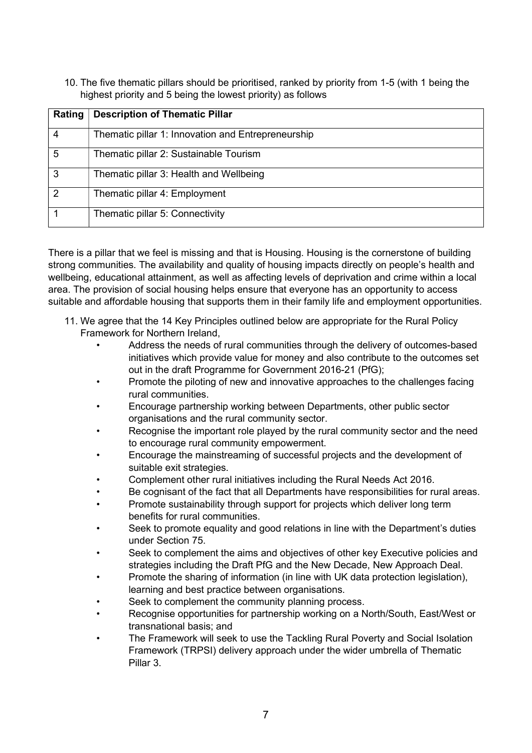10. The five thematic pillars should be prioritised, ranked by priority from 1-5 (with 1 being the highest priority and 5 being the lowest priority) as follows

| Rating | Description of Thematic Pillar |
|---|---|
| 4 | Thematic pillar 1: Innovation and Entrepreneurship |
| 5 | Thematic pillar 2: Sustainable Tourism |
| 3 | Thematic pillar 3: Health and Wellbeing |
| 2 | Thematic pillar 4: Employment |
| 1 | Thematic pillar 5: Connectivity |

There is a pillar that we feel is missing and that is Housing. Housing is the cornerstone of building strong communities. The availability and quality of housing impacts directly on people's health and wellbeing, educational attainment, as well as affecting levels of deprivation and crime within a local area. The provision of social housing helps ensure that everyone has an opportunity to access suitable and affordable housing that supports them in their family life and employment opportunities.

11. We agree that the 14 Key Principles outlined below are appropriate for the Rural Policy Framework for Northern Ireland,
    - Address the needs of rural communities through the delivery of outcomes-based initiatives which provide value for money and also contribute to the outcomes set out in the draft Programme for Government 2016-21 (PfG);
    - Promote the piloting of new and innovative approaches to the challenges facing rural communities.
    - Encourage partnership working between Departments, other public sector organisations and the rural community sector.
    - Recognise the important role played by the rural community sector and the need to encourage rural community empowerment.
    - Encourage the mainstreaming of successful projects and the development of suitable exit strategies.
    - Complement other rural initiatives including the Rural Needs Act 2016.
    - Be cognisant of the fact that all Departments have responsibilities for rural areas.
    - Promote sustainability through support for projects which deliver long term benefits for rural communities.
    - Seek to promote equality and good relations in line with the Department's duties under Section 75.
    - Seek to complement the aims and objectives of other key Executive policies and strategies including the Draft PfG and the New Decade, New Approach Deal.
    - Promote the sharing of information (in line with UK data protection legislation), learning and best practice between organisations.
    - Seek to complement the community planning process.
    - Recognise opportunities for partnership working on a North/South, East/West or transnational basis; and
    - The Framework will seek to use the Tackling Rural Poverty and Social Isolation Framework (TRPSI) delivery approach under the wider umbrella of Thematic Pillar 3.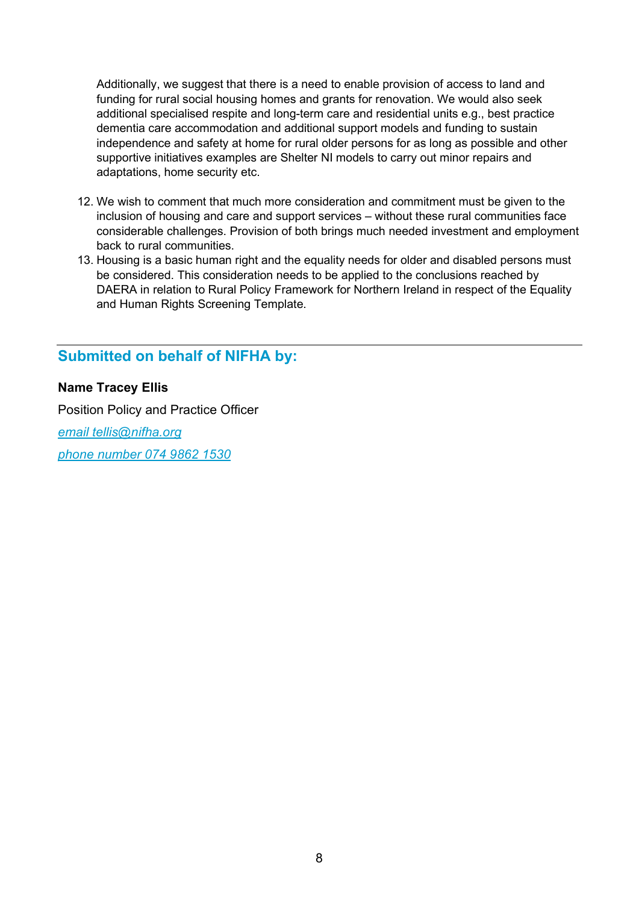Additionally, we suggest that there is a need to enable provision of access to land and funding for rural social housing homes and grants for renovation. We would also seek additional specialised respite and long-term care and residential units e.g., best practice dementia care accommodation and additional support models and funding to sustain independence and safety at home for rural older persons for as long as possible and other supportive initiatives examples are Shelter NI models to carry out minor repairs and adaptations, home security etc.

12. We wish to comment that much more consideration and commitment must be given to the inclusion of housing and care and support services – without these rural communities face considerable challenges. Provision of both brings much needed investment and employment back to rural communities.
13. Housing is a basic human right and the equality needs for older and disabled persons must be considered. This consideration needs to be applied to the conclusions reached by DAERA in relation to Rural Policy Framework for Northern Ireland in respect of the Equality and Human Rights Screening Template.

---

## Submitted on behalf of NIFHA by:

**Name Tracey Ellis**

Position Policy and Practice Officer

*email tellis@nifha.org*

*phone number 074 9862 1530*